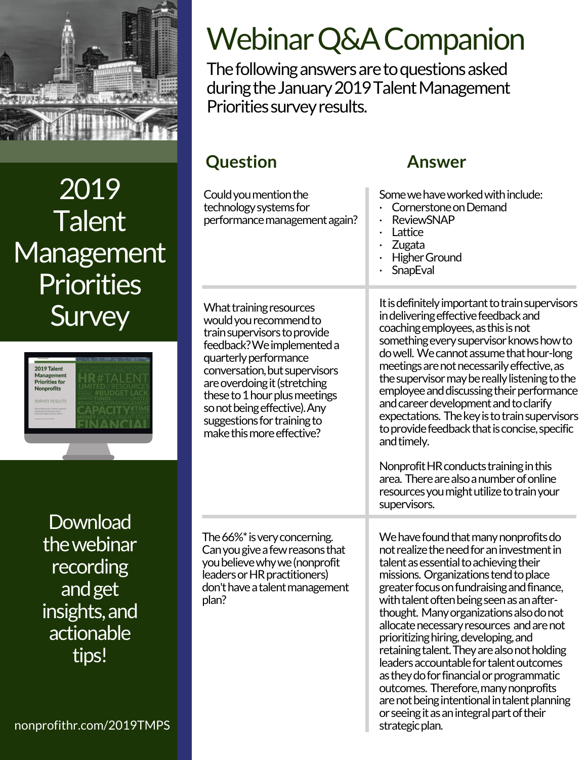# Webinar Q&A Companion

The following answers are to questions asked during the January 2019 Talent Management Priorities survey results.

| Question | Answer |
| --- | --- |
| Could you mention the technology systems for performance management again? | Some we have worked with include:<br>· Cornerstone on Demand<br>· ReviewSNAP<br>· Lattice<br>· Zugata<br>· Higher Ground<br>· SnapEval |
| What training resources would you recommend to train supervisors to provide feedback? We implemented a quarterly performance conversation, but supervisors are overdoing it (stretching these to 1 hour plus meetings so not being effective). Any suggestions for training to make this more effective? | It is definitely important to train supervisors in delivering effective feedback and coaching employees, as this is not something every supervisor knows how to do well. We cannot assume that hour-long meetings are not necessarily effective, as the supervisor may be really listening to the employee and discussing their performance and career development and to clarify expectations. The key is to train supervisors to provide feedback that is concise, specific and timely.<br><br>Nonprofit HR conducts training in this area. There are also a number of online resources you might utilize to train your supervisors. |
| The 66%* is very concerning. Can you give a few reasons that you believe why we (nonprofit leaders or HR practitioners) don't have a talent management plan? | We have found that many nonprofits do not realize the need for an investment in talent as essential to achieving their missions. Organizations tend to place greater focus on fundraising and finance, with talent often being seen as an after-thought. Many organizations also do not allocate necessary resources and are not prioritizing hiring, developing, and retaining talent. They are also not holding leaders accountable for talent outcomes as they do for financial or programmatic outcomes. Therefore, many nonprofits are not being intentional in talent planning or seeing it as an integral part of their strategic plan. |

## 2019 Talent Management Priorities Survey

Download the webinar recording and get insights, and actionable tips!

nonprofithr.com/2019TMPS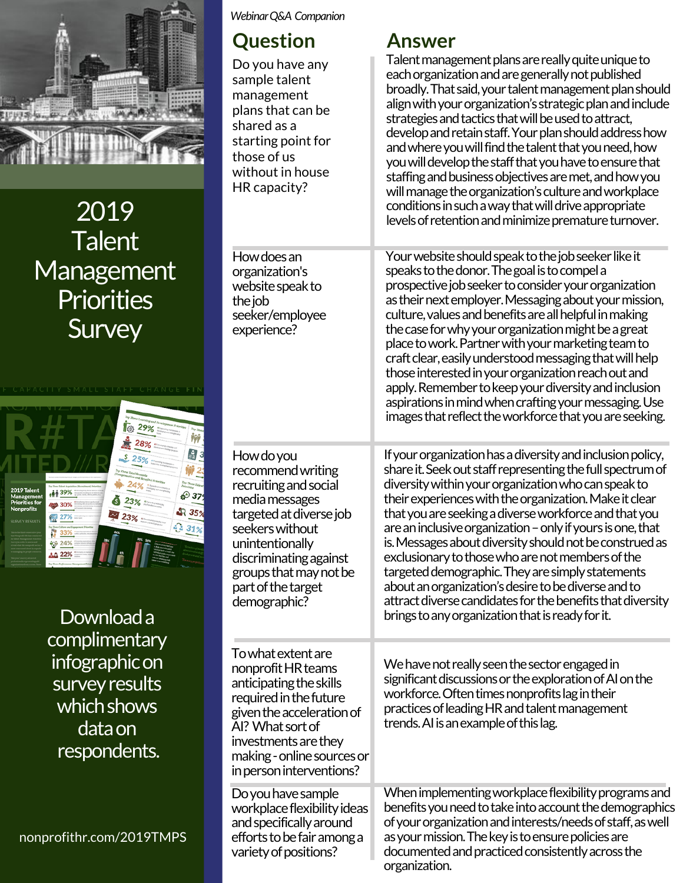# 2019 Talent Management Priorities Survey

Download a complimentary infographic on survey results which shows data on respondents.

nonprofithr.com/2019TMPS

*Webinar Q&A Companion*

| Question | Answer |
| --- | --- |
| Do you have any sample talent management plans that can be shared as a starting point for those of us without in house HR capacity? | Talent management plans are really quite unique to each organization and are generally not published broadly. That said, your talent management plan should align with your organization's strategic plan and include strategies and tactics that will be used to attract, develop and retain staff. Your plan should address how and where you will find the talent that you need, how you will develop the staff that you have to ensure that staffing and business objectives are met, and how you will manage the organization's culture and workplace conditions in such a way that will drive appropriate levels of retention and minimize premature turnover. |
| How does an organization's website speak to the job seeker/employee experience? | Your website should speak to the job seeker like it speaks to the donor. The goal is to compel a prospective job seeker to consider your organization as their next employer. Messaging about your mission, culture, values and benefits are all helpful in making the case for why your organization might be a great place to work. Partner with your marketing team to craft clear, easily understood messaging that will help those interested in your organization reach out and apply. Remember to keep your diversity and inclusion aspirations in mind when crafting your messaging. Use images that reflect the workforce that you are seeking. |
| How do you recommend writing recruiting and social media messages targeted at diverse job seekers without unintentionally discriminating against groups that may not be part of the target demographic? | If your organization has a diversity and inclusion policy, share it. Seek out staff representing the full spectrum of diversity within your organization who can speak to their experiences with the organization. Make it clear that you are seeking a diverse workforce and that you are an inclusive organization – only if yours is one, that is. Messages about diversity should not be construed as exclusionary to those who are not members of the targeted demographic. They are simply statements about an organization's desire to be diverse and to attract diverse candidates for the benefits that diversity brings to any organization that is ready for it. |
| To what extent are nonprofit HR teams anticipating the skills required in the future given the acceleration of AI? What sort of investments are they making - online sources or in person interventions? | We have not really seen the sector engaged in significant discussions or the exploration of AI on the workforce. Often times nonprofits lag in their practices of leading HR and talent management trends. AI is an example of this lag. |
| Do you have sample workplace flexibility ideas and specifically around efforts to be fair among a variety of positions? | When implementing workplace flexibility programs and benefits you need to take into account the demographics of your organization and interests/needs of staff, as well as your mission. The key is to ensure policies are documented and practiced consistently across the organization. |